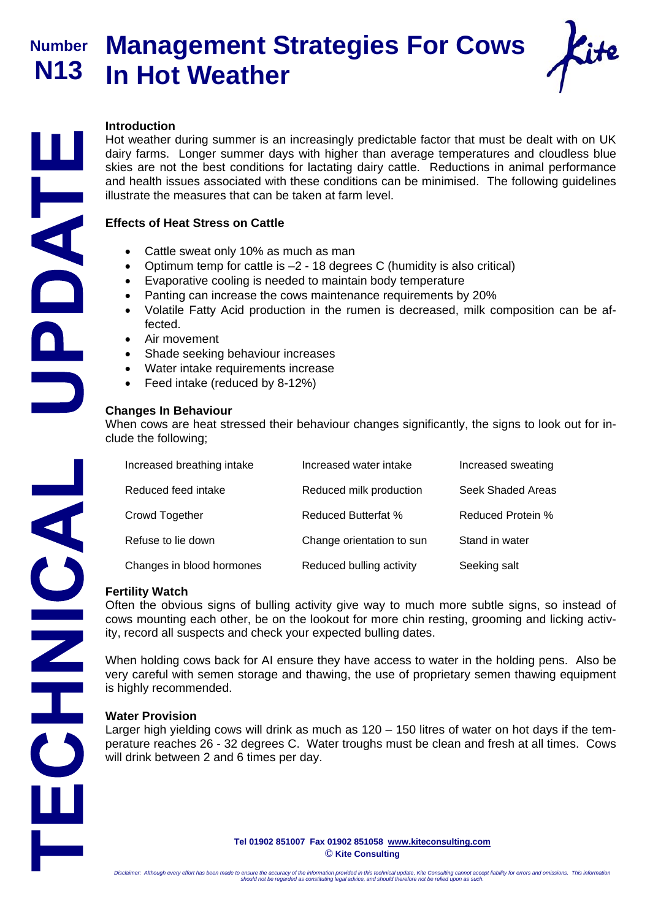Number **N13**

# Management Strategies For Cows In Hot Weather

TECHNICAL UPDATE

### Introduction

Hot weather during summer is an increasingly predictable factor that must be dealt with on UK dairy farms. Longer summer days with higher than average temperatures and cloudless blue skies are not the best conditions for lactating dairy cattle. Reductions in animal performance and health issues associated with these conditions can be minimised. The following guidelines illustrate the measures that can be taken at farm level.

### Effects of Heat Stress on Cattle

- Cattle sweat only 10% as much as man
- Optimum temp for cattle is –2 - 18 degrees C (humidity is also critical)
- Evaporative cooling is needed to maintain body temperature
- Panting can increase the cows maintenance requirements by 20%
- Volatile Fatty Acid production in the rumen is decreased, milk composition can be affected.
- Air movement
- Shade seeking behaviour increases
- Water intake requirements increase
- Feed intake (reduced by 8-12%)

### Changes In Behaviour

When cows are heat stressed their behaviour changes significantly, the signs to look out for include the following;

| | | |
|---|---|---|
| Increased breathing intake | Increased water intake | Increased sweating |
| Reduced feed intake | Reduced milk production | Seek Shaded Areas |
| Crowd Together | Reduced Butterfat % | Reduced Protein % |
| Refuse to lie down | Change orientation to sun | Stand in water |
| Changes in blood hormones | Reduced bulling activity | Seeking salt |

### Fertility Watch

Often the obvious signs of bulling activity give way to much more subtle signs, so instead of cows mounting each other, be on the lookout for more chin resting, grooming and licking activity, record all suspects and check your expected bulling dates.

When holding cows back for AI ensure they have access to water in the holding pens. Also be very careful with semen storage and thawing, the use of proprietary semen thawing equipment is highly recommended.

### Water Provision

Larger high yielding cows will drink as much as 120 – 150 litres of water on hot days if the temperature reaches 26 - 32 degrees C. Water troughs must be clean and fresh at all times. Cows will drink between 2 and 6 times per day.

**Tel 01902 851007 Fax 01902 851058 www.kiteconsulting.com**
**© Kite Consulting**

*Disclaimer: Although every effort has been made to ensure the accuracy of the information provided in this technical update, Kite Consulting cannot accept liability for errors and omissions. This information should not be regarded as constituting legal advice, and should therefore not be relied upon as such.*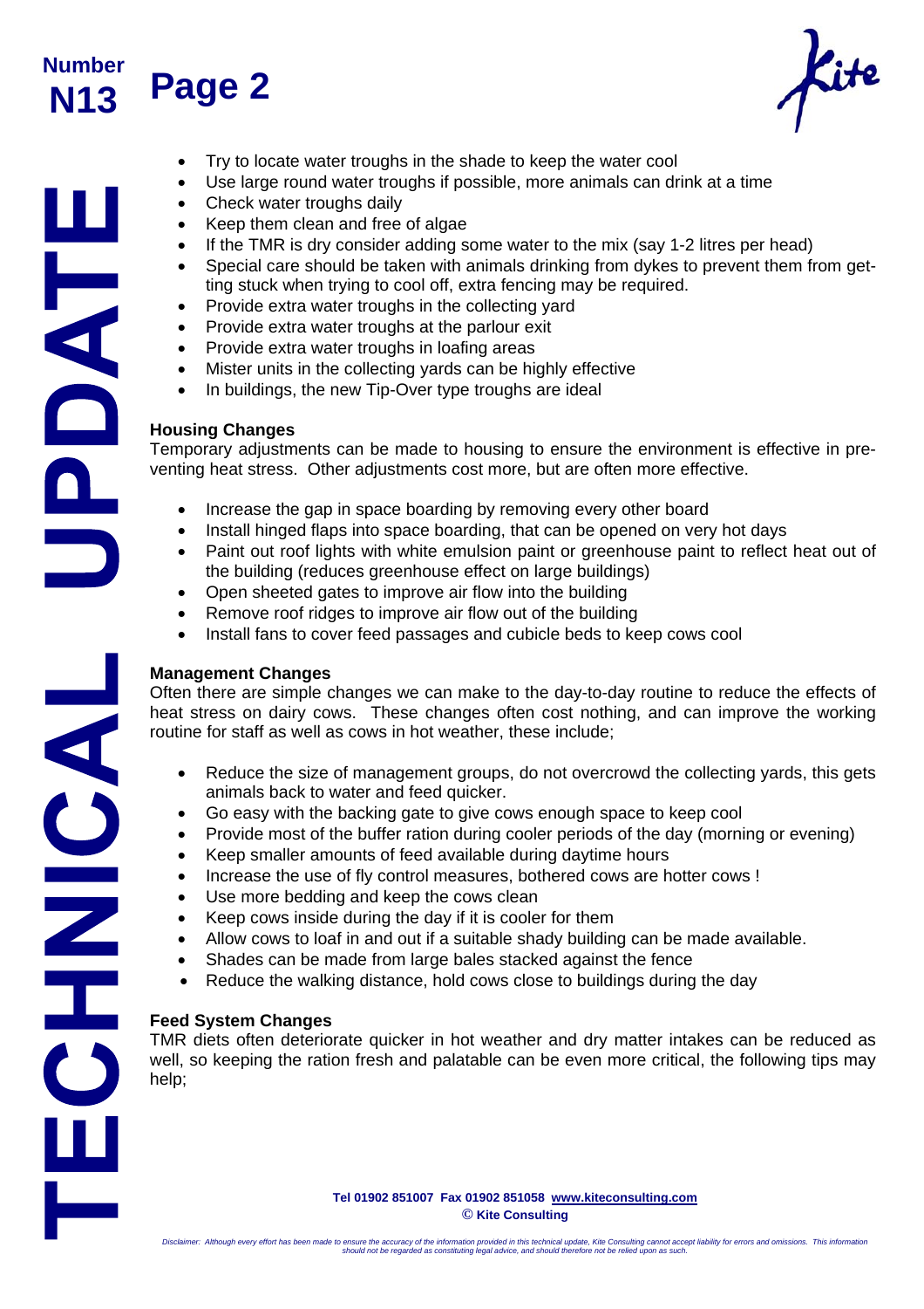- Try to locate water troughs in the shade to keep the water cool
- Use large round water troughs if possible, more animals can drink at a time
- Check water troughs daily
- Keep them clean and free of algae
- If the TMR is dry consider adding some water to the mix (say 1-2 litres per head)
- Special care should be taken with animals drinking from dykes to prevent them from getting stuck when trying to cool off, extra fencing may be required.
- Provide extra water troughs in the collecting yard
- Provide extra water troughs at the parlour exit
- Provide extra water troughs in loafing areas
- Mister units in the collecting yards can be highly effective
- In buildings, the new Tip-Over type troughs are ideal

**Housing Changes**

Temporary adjustments can be made to housing to ensure the environment is effective in preventing heat stress. Other adjustments cost more, but are often more effective.

- Increase the gap in space boarding by removing every other board
- Install hinged flaps into space boarding, that can be opened on very hot days
- Paint out roof lights with white emulsion paint or greenhouse paint to reflect heat out of the building (reduces greenhouse effect on large buildings)
- Open sheeted gates to improve air flow into the building
- Remove roof ridges to improve air flow out of the building
- Install fans to cover feed passages and cubicle beds to keep cows cool

**Management Changes**

Often there are simple changes we can make to the day-to-day routine to reduce the effects of heat stress on dairy cows. These changes often cost nothing, and can improve the working routine for staff as well as cows in hot weather, these include;

- Reduce the size of management groups, do not overcrowd the collecting yards, this gets animals back to water and feed quicker.
- Go easy with the backing gate to give cows enough space to keep cool
- Provide most of the buffer ration during cooler periods of the day (morning or evening)
- Keep smaller amounts of feed available during daytime hours
- Increase the use of fly control measures, bothered cows are hotter cows !
- Use more bedding and keep the cows clean
- Keep cows inside during the day if it is cooler for them
- Allow cows to loaf in and out if a suitable shady building can be made available.
- Shades can be made from large bales stacked against the fence
- Reduce the walking distance, hold cows close to buildings during the day

**Feed System Changes**

TMR diets often deteriorate quicker in hot weather and dry matter intakes can be reduced as well, so keeping the ration fresh and palatable can be even more critical, the following tips may help;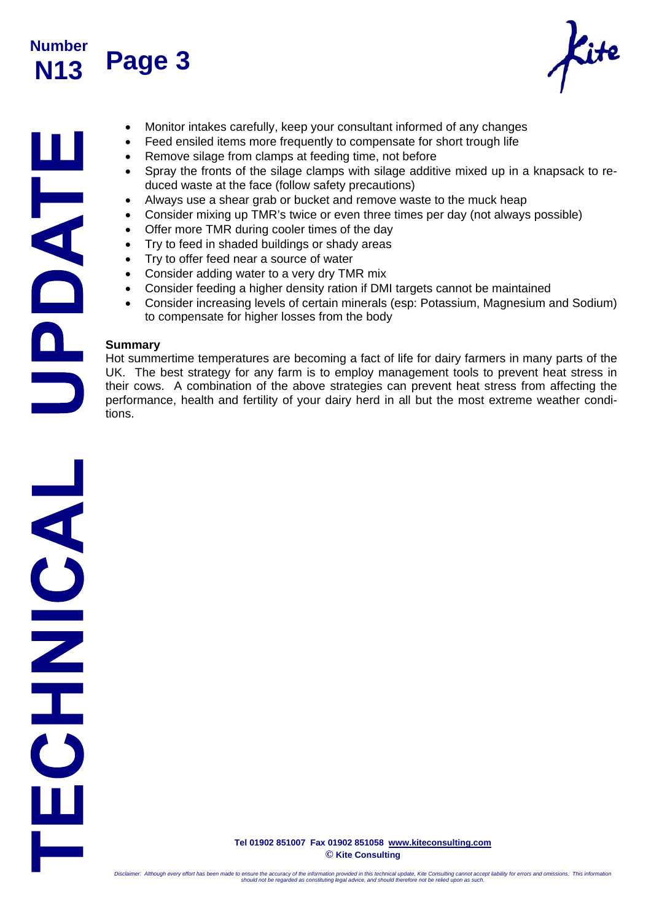- Monitor intakes carefully, keep your consultant informed of any changes
- Feed ensiled items more frequently to compensate for short trough life
- Remove silage from clamps at feeding time, not before
- Spray the fronts of the silage clamps with silage additive mixed up in a knapsack to reduced waste at the face (follow safety precautions)
- Always use a shear grab or bucket and remove waste to the muck heap
- Consider mixing up TMR's twice or even three times per day (not always possible)
- Offer more TMR during cooler times of the day
- Try to feed in shaded buildings or shady areas
- Try to offer feed near a source of water
- Consider adding water to a very dry TMR mix
- Consider feeding a higher density ration if DMI targets cannot be maintained
- Consider increasing levels of certain minerals (esp: Potassium, Magnesium and Sodium) to compensate for higher losses from the body

**Summary**

Hot summertime temperatures are becoming a fact of life for dairy farmers in many parts of the UK. The best strategy for any farm is to employ management tools to prevent heat stress in their cows. A combination of the above strategies can prevent heat stress from affecting the performance, health and fertility of your dairy herd in all but the most extreme weather conditions.

**Tel 01902 851007 Fax 01902 851058 www.kiteconsulting.com**
**© Kite Consulting**

*Disclaimer: Although every effort has been made to ensure the accuracy of the information provided in this technical update, Kite Consulting cannot accept liability for errors and omissions. This information should not be regarded as constituting legal advice, and should therefore not be relied upon as such.*